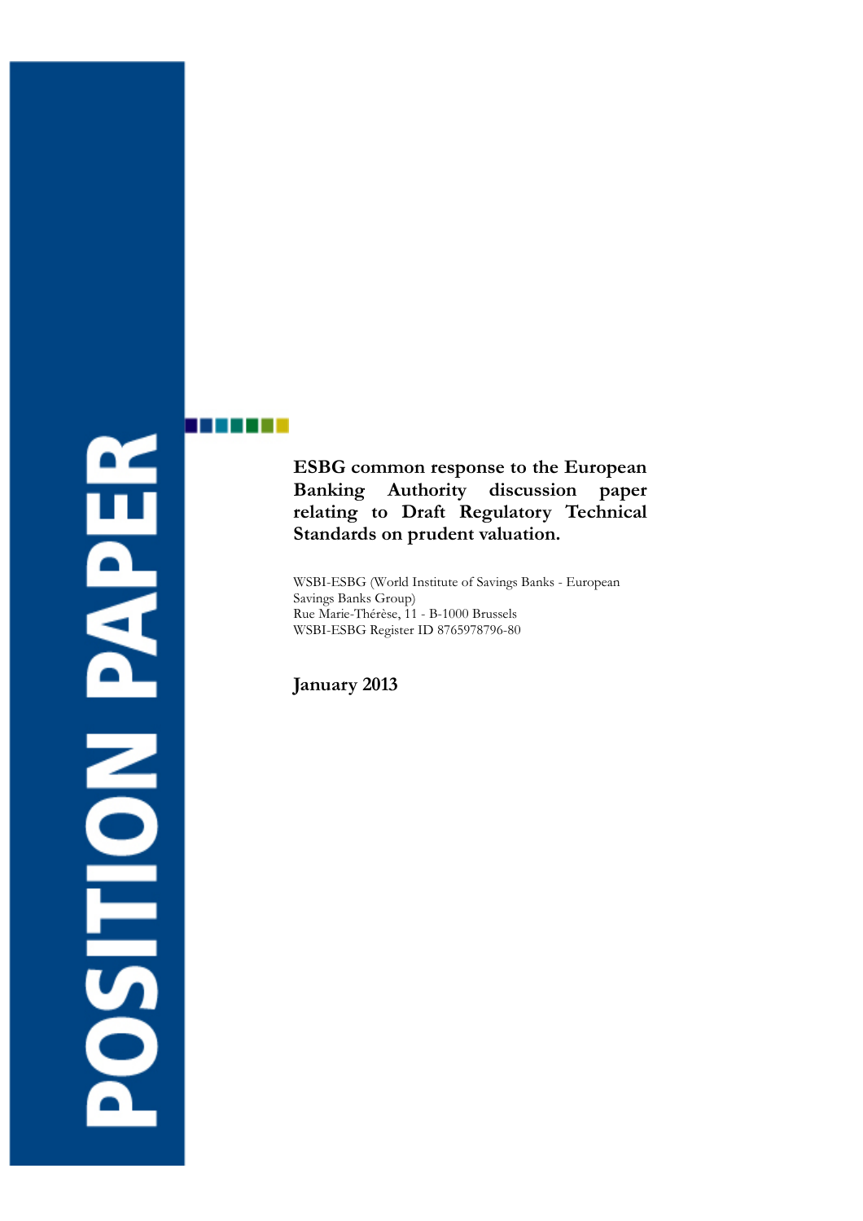POSITION PAPER

**ESBG common response to the European Banking Authority discussion paper relating to Draft Regulatory Technical Standards on prudent valuation.**

WSBI-ESBG (World Institute of Savings Banks - European Savings Banks Group)
Rue Marie-Thérèse, 11 - B-1000 Brussels
WSBI-ESBG Register ID 8765978796-80

**January 2013**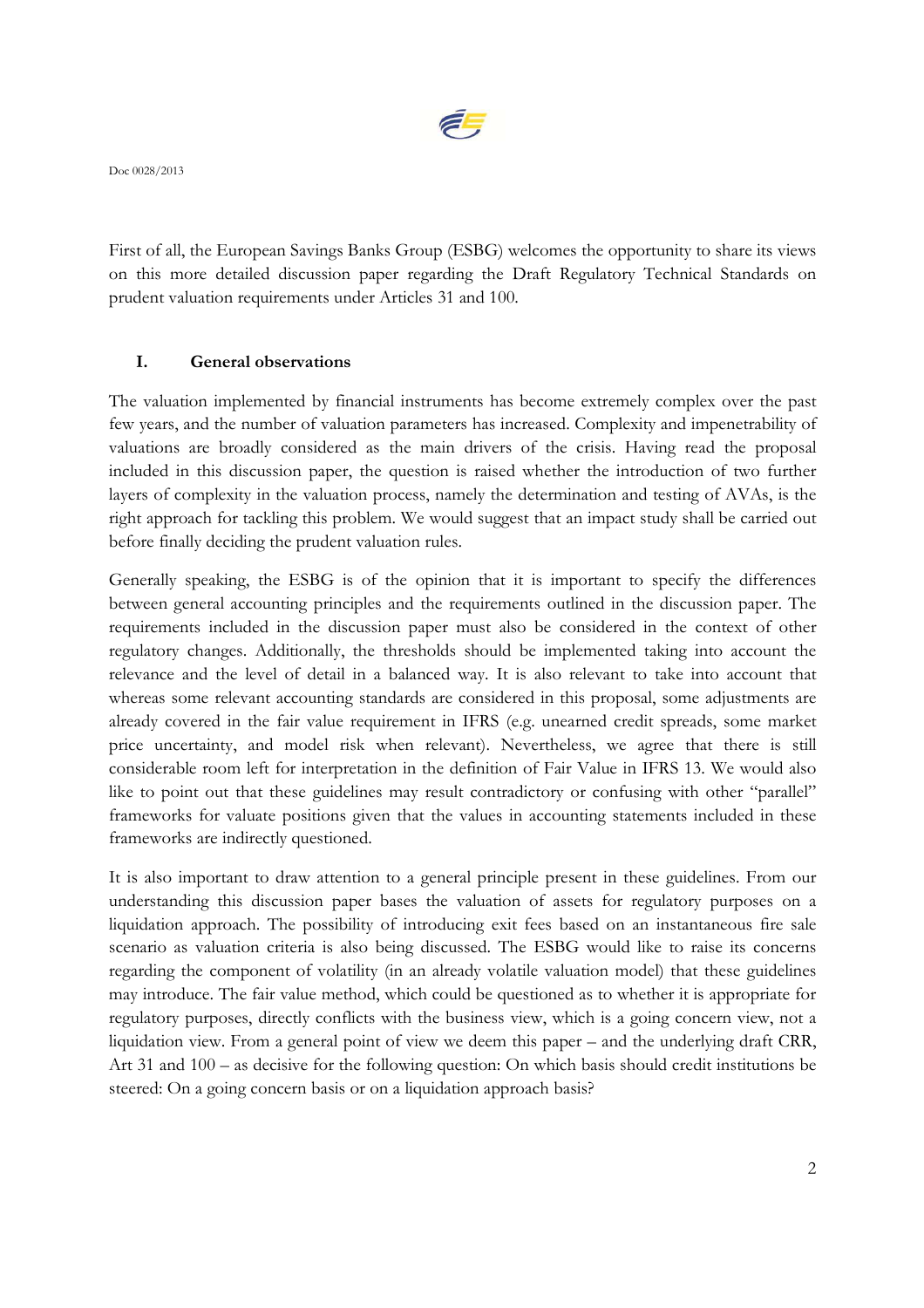First of all, the European Savings Banks Group (ESBG) welcomes the opportunity to share its views on this more detailed discussion paper regarding the Draft Regulatory Technical Standards on prudent valuation requirements under Articles 31 and 100.

## I. General observations

The valuation implemented by financial instruments has become extremely complex over the past few years, and the number of valuation parameters has increased. Complexity and impenetrability of valuations are broadly considered as the main drivers of the crisis. Having read the proposal included in this discussion paper, the question is raised whether the introduction of two further layers of complexity in the valuation process, namely the determination and testing of AVAs, is the right approach for tackling this problem. We would suggest that an impact study shall be carried out before finally deciding the prudent valuation rules.

Generally speaking, the ESBG is of the opinion that it is important to specify the differences between general accounting principles and the requirements outlined in the discussion paper. The requirements included in the discussion paper must also be considered in the context of other regulatory changes. Additionally, the thresholds should be implemented taking into account the relevance and the level of detail in a balanced way. It is also relevant to take into account that whereas some relevant accounting standards are considered in this proposal, some adjustments are already covered in the fair value requirement in IFRS (e.g. unearned credit spreads, some market price uncertainty, and model risk when relevant). Nevertheless, we agree that there is still considerable room left for interpretation in the definition of Fair Value in IFRS 13. We would also like to point out that these guidelines may result contradictory or confusing with other "parallel" frameworks for valuate positions given that the values in accounting statements included in these frameworks are indirectly questioned.

It is also important to draw attention to a general principle present in these guidelines. From our understanding this discussion paper bases the valuation of assets for regulatory purposes on a liquidation approach. The possibility of introducing exit fees based on an instantaneous fire sale scenario as valuation criteria is also being discussed. The ESBG would like to raise its concerns regarding the component of volatility (in an already volatile valuation model) that these guidelines may introduce. The fair value method, which could be questioned as to whether it is appropriate for regulatory purposes, directly conflicts with the business view, which is a going concern view, not a liquidation view. From a general point of view we deem this paper – and the underlying draft CRR, Art 31 and 100 – as decisive for the following question: On which basis should credit institutions be steered: On a going concern basis or on a liquidation approach basis?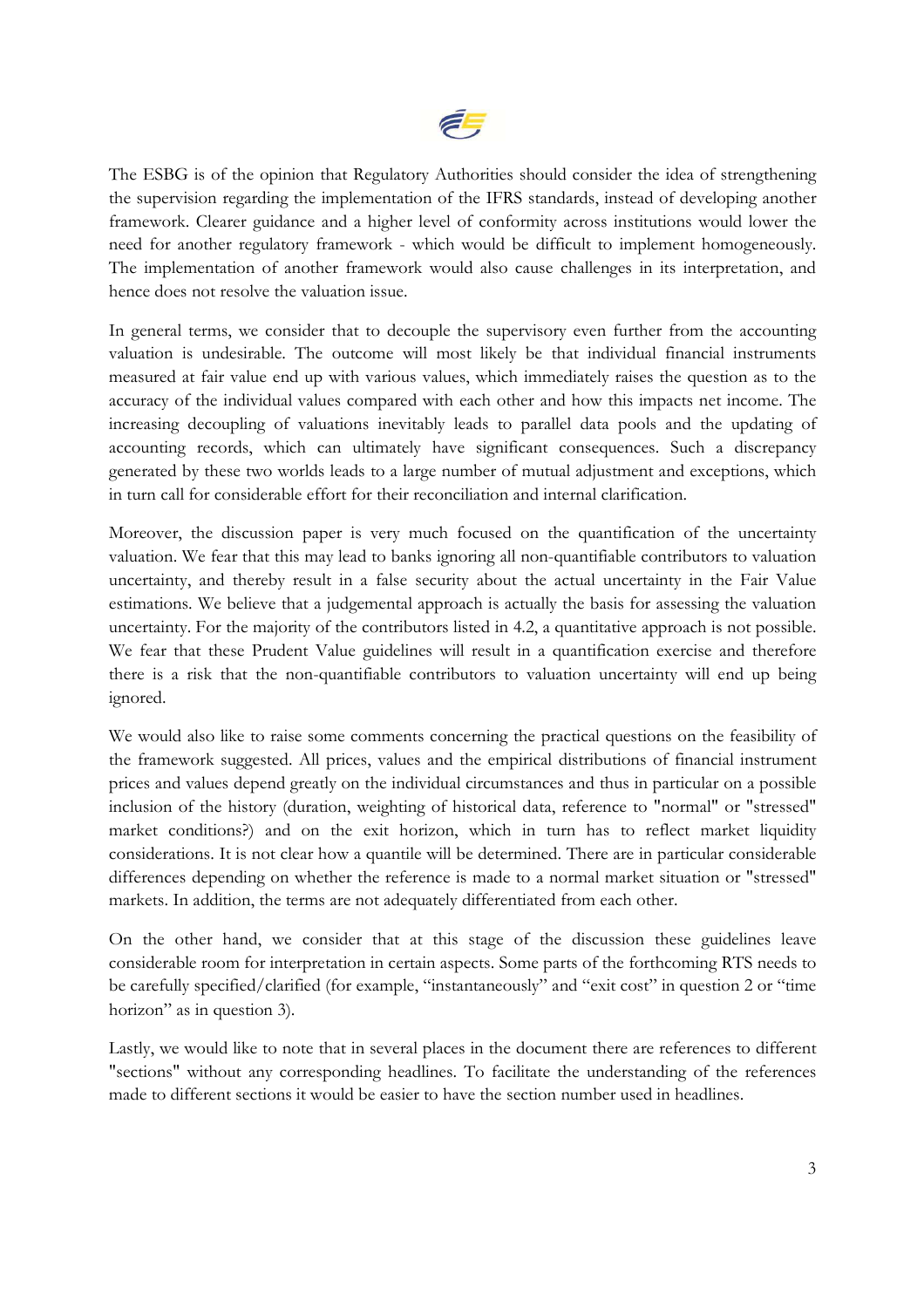The ESBG is of the opinion that Regulatory Authorities should consider the idea of strengthening the supervision regarding the implementation of the IFRS standards, instead of developing another framework. Clearer guidance and a higher level of conformity across institutions would lower the need for another regulatory framework - which would be difficult to implement homogeneously. The implementation of another framework would also cause challenges in its interpretation, and hence does not resolve the valuation issue.

In general terms, we consider that to decouple the supervisory even further from the accounting valuation is undesirable. The outcome will most likely be that individual financial instruments measured at fair value end up with various values, which immediately raises the question as to the accuracy of the individual values compared with each other and how this impacts net income. The increasing decoupling of valuations inevitably leads to parallel data pools and the updating of accounting records, which can ultimately have significant consequences. Such a discrepancy generated by these two worlds leads to a large number of mutual adjustment and exceptions, which in turn call for considerable effort for their reconciliation and internal clarification.

Moreover, the discussion paper is very much focused on the quantification of the uncertainty valuation. We fear that this may lead to banks ignoring all non-quantifiable contributors to valuation uncertainty, and thereby result in a false security about the actual uncertainty in the Fair Value estimations. We believe that a judgemental approach is actually the basis for assessing the valuation uncertainty. For the majority of the contributors listed in 4.2, a quantitative approach is not possible. We fear that these Prudent Value guidelines will result in a quantification exercise and therefore there is a risk that the non-quantifiable contributors to valuation uncertainty will end up being ignored.

We would also like to raise some comments concerning the practical questions on the feasibility of the framework suggested. All prices, values and the empirical distributions of financial instrument prices and values depend greatly on the individual circumstances and thus in particular on a possible inclusion of the history (duration, weighting of historical data, reference to "normal" or "stressed" market conditions?) and on the exit horizon, which in turn has to reflect market liquidity considerations. It is not clear how a quantile will be determined. There are in particular considerable differences depending on whether the reference is made to a normal market situation or "stressed" markets. In addition, the terms are not adequately differentiated from each other.

On the other hand, we consider that at this stage of the discussion these guidelines leave considerable room for interpretation in certain aspects. Some parts of the forthcoming RTS needs to be carefully specified/clarified (for example, "instantaneously" and "exit cost" in question 2 or "time horizon" as in question 3).

Lastly, we would like to note that in several places in the document there are references to different "sections" without any corresponding headlines. To facilitate the understanding of the references made to different sections it would be easier to have the section number used in headlines.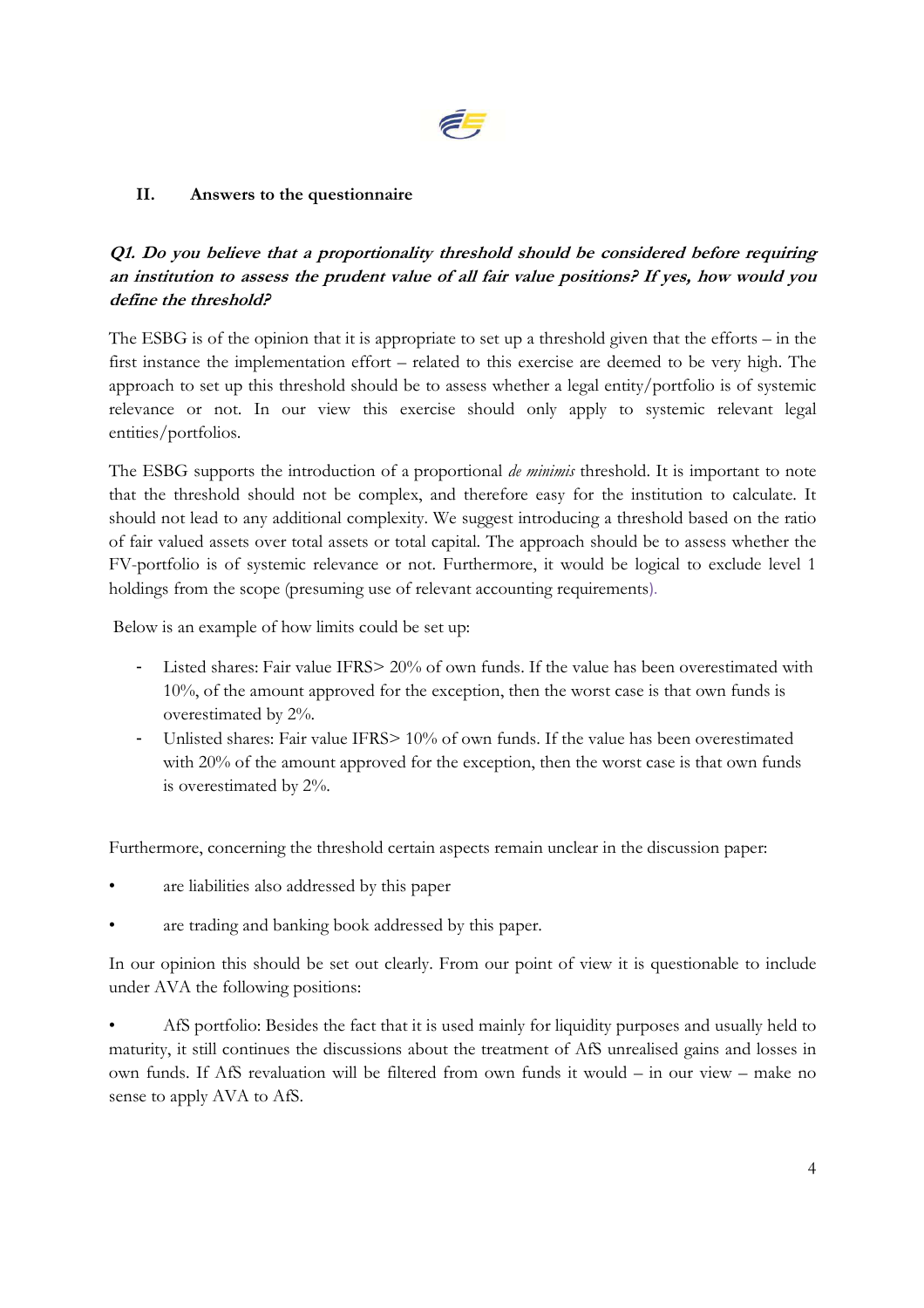## II. Answers to the questionnaire

***Q1. Do you believe that a proportionality threshold should be considered before requiring an institution to assess the prudent value of all fair value positions? If yes, how would you define the threshold?***

The ESBG is of the opinion that it is appropriate to set up a threshold given that the efforts – in the first instance the implementation effort – related to this exercise are deemed to be very high. The approach to set up this threshold should be to assess whether a legal entity/portfolio is of systemic relevance or not. In our view this exercise should only apply to systemic relevant legal entities/portfolios.

The ESBG supports the introduction of a proportional *de minimis* threshold. It is important to note that the threshold should not be complex, and therefore easy for the institution to calculate. It should not lead to any additional complexity. We suggest introducing a threshold based on the ratio of fair valued assets over total assets or total capital. The approach should be to assess whether the FV-portfolio is of systemic relevance or not. Furthermore, it would be logical to exclude level 1 holdings from the scope (presuming use of relevant accounting requirements).

Below is an example of how limits could be set up:

- Listed shares: Fair value IFRS> 20% of own funds. If the value has been overestimated with 10%, of the amount approved for the exception, then the worst case is that own funds is overestimated by 2%.
- Unlisted shares: Fair value IFRS> 10% of own funds. If the value has been overestimated with 20% of the amount approved for the exception, then the worst case is that own funds is overestimated by 2%.

Furthermore, concerning the threshold certain aspects remain unclear in the discussion paper:

- are liabilities also addressed by this paper
- are trading and banking book addressed by this paper.

In our opinion this should be set out clearly. From our point of view it is questionable to include under AVA the following positions:

- AfS portfolio: Besides the fact that it is used mainly for liquidity purposes and usually held to maturity, it still continues the discussions about the treatment of AfS unrealised gains and losses in own funds. If AfS revaluation will be filtered from own funds it would – in our view – make no sense to apply AVA to AfS.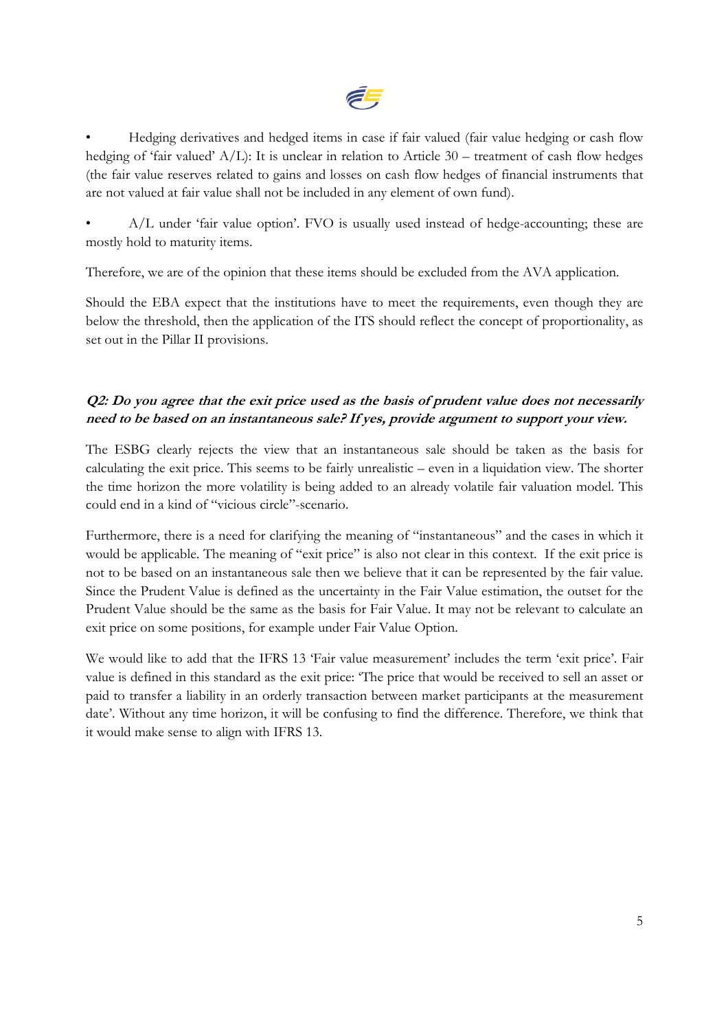- Hedging derivatives and hedged items in case if fair valued (fair value hedging or cash flow hedging of 'fair valued' A/L): It is unclear in relation to Article 30 – treatment of cash flow hedges (the fair value reserves related to gains and losses on cash flow hedges of financial instruments that are not valued at fair value shall not be included in any element of own fund).

- A/L under 'fair value option'. FVO is usually used instead of hedge-accounting; these are mostly hold to maturity items.

Therefore, we are of the opinion that these items should be excluded from the AVA application.

Should the EBA expect that the institutions have to meet the requirements, even though they are below the threshold, then the application of the ITS should reflect the concept of proportionality, as set out in the Pillar II provisions.

***Q2: Do you agree that the exit price used as the basis of prudent value does not necessarily need to be based on an instantaneous sale? If yes, provide argument to support your view.***

The ESBG clearly rejects the view that an instantaneous sale should be taken as the basis for calculating the exit price. This seems to be fairly unrealistic – even in a liquidation view. The shorter the time horizon the more volatility is being added to an already volatile fair valuation model. This could end in a kind of "vicious circle"-scenario.

Furthermore, there is a need for clarifying the meaning of "instantaneous" and the cases in which it would be applicable. The meaning of "exit price" is also not clear in this context. If the exit price is not to be based on an instantaneous sale then we believe that it can be represented by the fair value. Since the Prudent Value is defined as the uncertainty in the Fair Value estimation, the outset for the Prudent Value should be the same as the basis for Fair Value. It may not be relevant to calculate an exit price on some positions, for example under Fair Value Option.

We would like to add that the IFRS 13 'Fair value measurement' includes the term 'exit price'. Fair value is defined in this standard as the exit price: 'The price that would be received to sell an asset or paid to transfer a liability in an orderly transaction between market participants at the measurement date'. Without any time horizon, it will be confusing to find the difference. Therefore, we think that it would make sense to align with IFRS 13.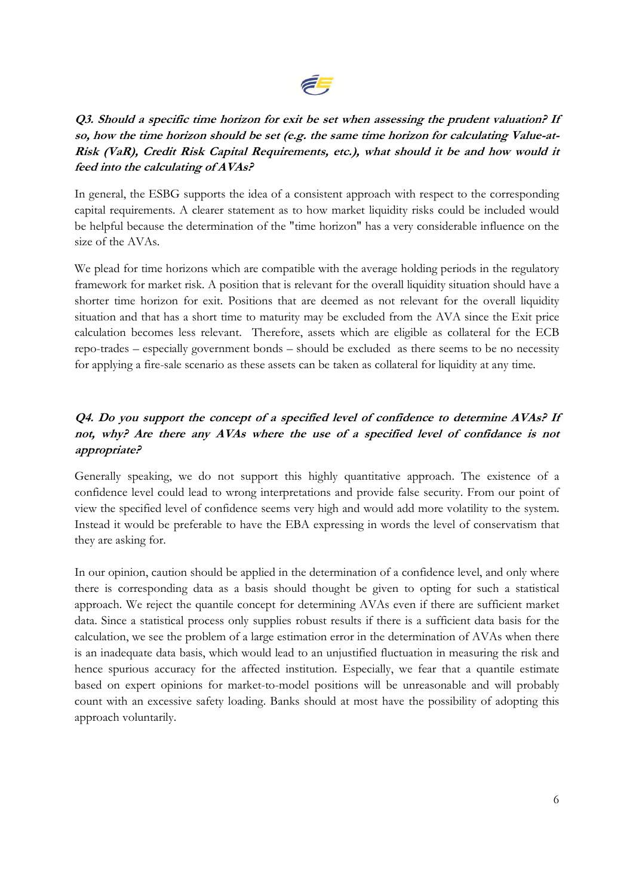***Q3. Should a specific time horizon for exit be set when assessing the prudent valuation? If so, how the time horizon should be set (e.g. the same time horizon for calculating Value-at-Risk (VaR), Credit Risk Capital Requirements, etc.), what should it be and how would it feed into the calculating of AVAs?***

In general, the ESBG supports the idea of a consistent approach with respect to the corresponding capital requirements. A clearer statement as to how market liquidity risks could be included would be helpful because the determination of the "time horizon" has a very considerable influence on the size of the AVAs.

We plead for time horizons which are compatible with the average holding periods in the regulatory framework for market risk. A position that is relevant for the overall liquidity situation should have a shorter time horizon for exit. Positions that are deemed as not relevant for the overall liquidity situation and that has a short time to maturity may be excluded from the AVA since the Exit price calculation becomes less relevant. Therefore, assets which are eligible as collateral for the ECB repo-trades – especially government bonds – should be excluded as there seems to be no necessity for applying a fire-sale scenario as these assets can be taken as collateral for liquidity at any time.

***Q4. Do you support the concept of a specified level of confidence to determine AVAs? If not, why? Are there any AVAs where the use of a specified level of confidance is not appropriate?***

Generally speaking, we do not support this highly quantitative approach. The existence of a confidence level could lead to wrong interpretations and provide false security. From our point of view the specified level of confidence seems very high and would add more volatility to the system. Instead it would be preferable to have the EBA expressing in words the level of conservatism that they are asking for.

In our opinion, caution should be applied in the determination of a confidence level, and only where there is corresponding data as a basis should thought be given to opting for such a statistical approach. We reject the quantile concept for determining AVAs even if there are sufficient market data. Since a statistical process only supplies robust results if there is a sufficient data basis for the calculation, we see the problem of a large estimation error in the determination of AVAs when there is an inadequate data basis, which would lead to an unjustified fluctuation in measuring the risk and hence spurious accuracy for the affected institution. Especially, we fear that a quantile estimate based on expert opinions for market-to-model positions will be unreasonable and will probably count with an excessive safety loading. Banks should at most have the possibility of adopting this approach voluntarily.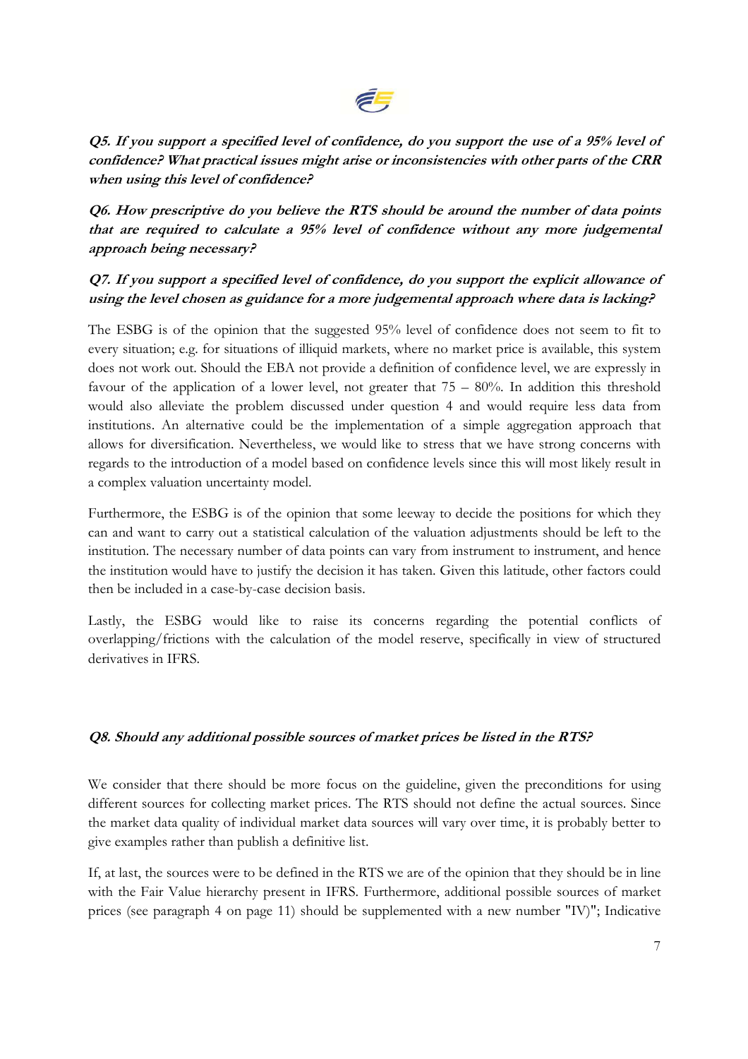***Q5. If you support a specified level of confidence, do you support the use of a 95% level of confidence? What practical issues might arise or inconsistencies with other parts of the CRR when using this level of confidence?***

***Q6. How prescriptive do you believe the RTS should be around the number of data points that are required to calculate a 95% level of confidence without any more judgemental approach being necessary?***

***Q7. If you support a specified level of confidence, do you support the explicit allowance of using the level chosen as guidance for a more judgemental approach where data is lacking?***

The ESBG is of the opinion that the suggested 95% level of confidence does not seem to fit to every situation; e.g. for situations of illiquid markets, where no market price is available, this system does not work out. Should the EBA not provide a definition of confidence level, we are expressly in favour of the application of a lower level, not greater that 75 – 80%. In addition this threshold would also alleviate the problem discussed under question 4 and would require less data from institutions. An alternative could be the implementation of a simple aggregation approach that allows for diversification. Nevertheless, we would like to stress that we have strong concerns with regards to the introduction of a model based on confidence levels since this will most likely result in a complex valuation uncertainty model.

Furthermore, the ESBG is of the opinion that some leeway to decide the positions for which they can and want to carry out a statistical calculation of the valuation adjustments should be left to the institution. The necessary number of data points can vary from instrument to instrument, and hence the institution would have to justify the decision it has taken. Given this latitude, other factors could then be included in a case-by-case decision basis.

Lastly, the ESBG would like to raise its concerns regarding the potential conflicts of overlapping/frictions with the calculation of the model reserve, specifically in view of structured derivatives in IFRS.

***Q8. Should any additional possible sources of market prices be listed in the RTS?***

We consider that there should be more focus on the guideline, given the preconditions for using different sources for collecting market prices. The RTS should not define the actual sources. Since the market data quality of individual market data sources will vary over time, it is probably better to give examples rather than publish a definitive list.

If, at last, the sources were to be defined in the RTS we are of the opinion that they should be in line with the Fair Value hierarchy present in IFRS. Furthermore, additional possible sources of market prices (see paragraph 4 on page 11) should be supplemented with a new number "IV)"; Indicative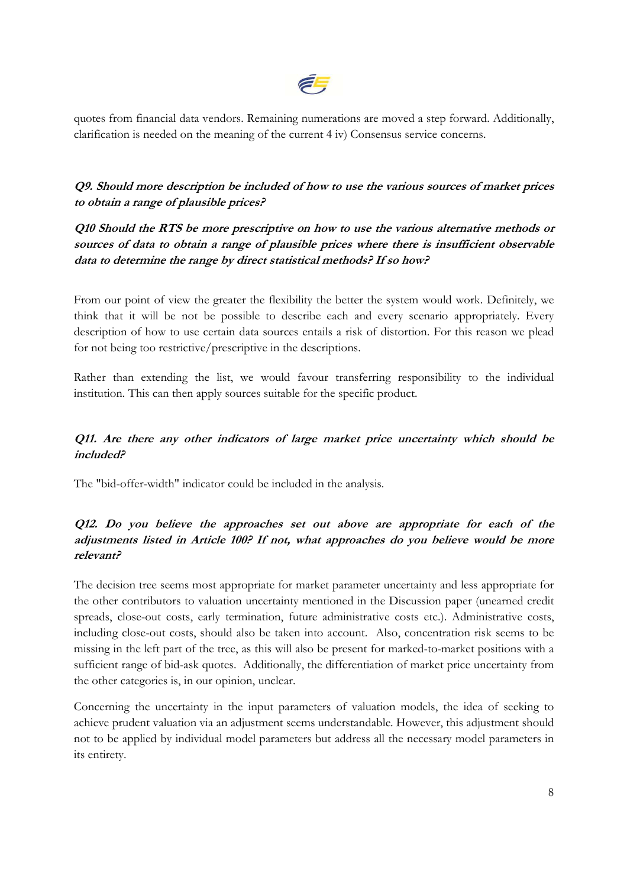quotes from financial data vendors. Remaining numerations are moved a step forward. Additionally, clarification is needed on the meaning of the current 4 iv) Consensus service concerns.

***Q9. Should more description be included of how to use the various sources of market prices to obtain a range of plausible prices?***

***Q10 Should the RTS be more prescriptive on how to use the various alternative methods or sources of data to obtain a range of plausible prices where there is insufficient observable data to determine the range by direct statistical methods? If so how?***

From our point of view the greater the flexibility the better the system would work. Definitely, we think that it will be not be possible to describe each and every scenario appropriately. Every description of how to use certain data sources entails a risk of distortion. For this reason we plead for not being too restrictive/prescriptive in the descriptions.

Rather than extending the list, we would favour transferring responsibility to the individual institution. This can then apply sources suitable for the specific product.

***Q11. Are there any other indicators of large market price uncertainty which should be included?***

The "bid-offer-width" indicator could be included in the analysis.

***Q12. Do you believe the approaches set out above are appropriate for each of the adjustments listed in Article 100? If not, what approaches do you believe would be more relevant?***

The decision tree seems most appropriate for market parameter uncertainty and less appropriate for the other contributors to valuation uncertainty mentioned in the Discussion paper (unearned credit spreads, close-out costs, early termination, future administrative costs etc.). Administrative costs, including close-out costs, should also be taken into account. Also, concentration risk seems to be missing in the left part of the tree, as this will also be present for marked-to-market positions with a sufficient range of bid-ask quotes. Additionally, the differentiation of market price uncertainty from the other categories is, in our opinion, unclear.

Concerning the uncertainty in the input parameters of valuation models, the idea of seeking to achieve prudent valuation via an adjustment seems understandable. However, this adjustment should not to be applied by individual model parameters but address all the necessary model parameters in its entirety.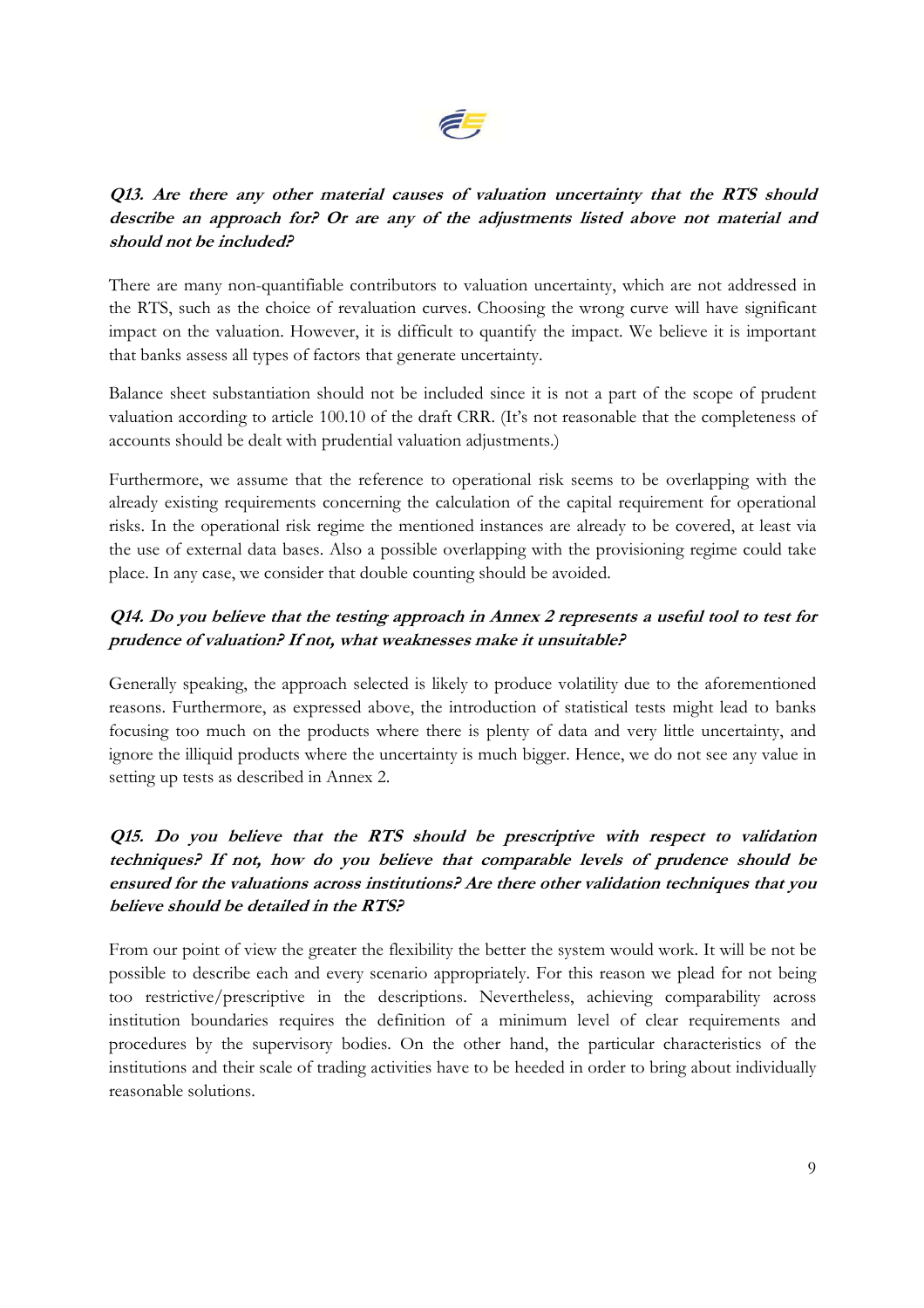**_Q13. Are there any other material causes of valuation uncertainty that the RTS should describe an approach for? Or are any of the adjustments listed above not material and should not be included?_**

There are many non-quantifiable contributors to valuation uncertainty, which are not addressed in the RTS, such as the choice of revaluation curves. Choosing the wrong curve will have significant impact on the valuation. However, it is difficult to quantify the impact. We believe it is important that banks assess all types of factors that generate uncertainty.

Balance sheet substantiation should not be included since it is not a part of the scope of prudent valuation according to article 100.10 of the draft CRR. (It's not reasonable that the completeness of accounts should be dealt with prudential valuation adjustments.)

Furthermore, we assume that the reference to operational risk seems to be overlapping with the already existing requirements concerning the calculation of the capital requirement for operational risks. In the operational risk regime the mentioned instances are already to be covered, at least via the use of external data bases. Also a possible overlapping with the provisioning regime could take place. In any case, we consider that double counting should be avoided.

**_Q14. Do you believe that the testing approach in Annex 2 represents a useful tool to test for prudence of valuation? If not, what weaknesses make it unsuitable?_**

Generally speaking, the approach selected is likely to produce volatility due to the aforementioned reasons. Furthermore, as expressed above, the introduction of statistical tests might lead to banks focusing too much on the products where there is plenty of data and very little uncertainty, and ignore the illiquid products where the uncertainty is much bigger. Hence, we do not see any value in setting up tests as described in Annex 2.

**_Q15. Do you believe that the RTS should be prescriptive with respect to validation techniques? If not, how do you believe that comparable levels of prudence should be ensured for the valuations across institutions? Are there other validation techniques that you believe should be detailed in the RTS?_**

From our point of view the greater the flexibility the better the system would work. It will be not be possible to describe each and every scenario appropriately. For this reason we plead for not being too restrictive/prescriptive in the descriptions. Nevertheless, achieving comparability across institution boundaries requires the definition of a minimum level of clear requirements and procedures by the supervisory bodies. On the other hand, the particular characteristics of the institutions and their scale of trading activities have to be heeded in order to bring about individually reasonable solutions.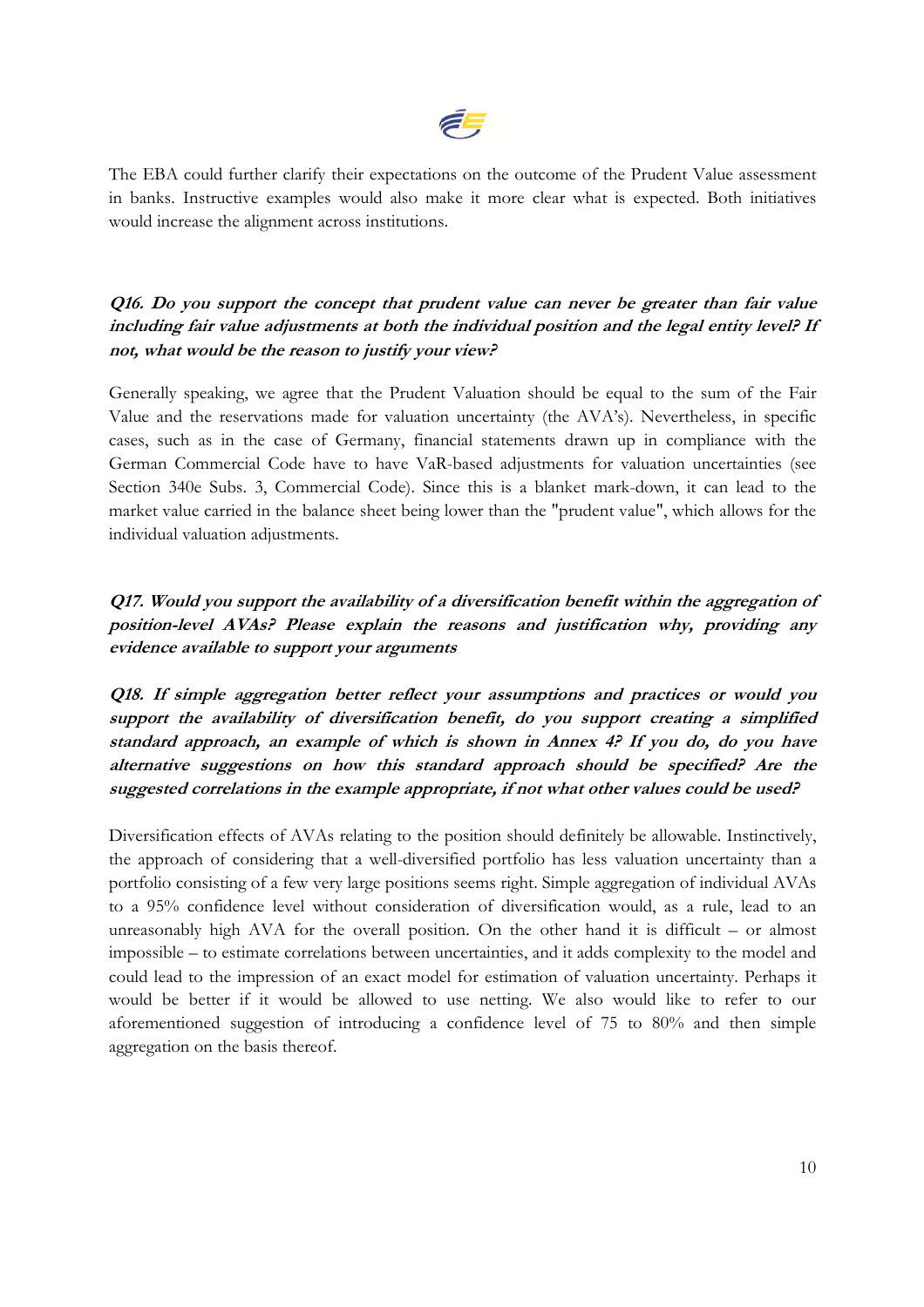The EBA could further clarify their expectations on the outcome of the Prudent Value assessment in banks. Instructive examples would also make it more clear what is expected. Both initiatives would increase the alignment across institutions.

### *Q16. Do you support the concept that prudent value can never be greater than fair value including fair value adjustments at both the individual position and the legal entity level? If not, what would be the reason to justify your view?*

Generally speaking, we agree that the Prudent Valuation should be equal to the sum of the Fair Value and the reservations made for valuation uncertainty (the AVA's). Nevertheless, in specific cases, such as in the case of Germany, financial statements drawn up in compliance with the German Commercial Code have to have VaR-based adjustments for valuation uncertainties (see Section 340e Subs. 3, Commercial Code). Since this is a blanket mark-down, it can lead to the market value carried in the balance sheet being lower than the "prudent value", which allows for the individual valuation adjustments.

### *Q17. Would you support the availability of a diversification benefit within the aggregation of position-level AVAs? Please explain the reasons and justification why, providing any evidence available to support your arguments*

### *Q18. If simple aggregation better reflect your assumptions and practices or would you support the availability of diversification benefit, do you support creating a simplified standard approach, an example of which is shown in Annex 4? If you do, do you have alternative suggestions on how this standard approach should be specified? Are the suggested correlations in the example appropriate, if not what other values could be used?*

Diversification effects of AVAs relating to the position should definitely be allowable. Instinctively, the approach of considering that a well-diversified portfolio has less valuation uncertainty than a portfolio consisting of a few very large positions seems right. Simple aggregation of individual AVAs to a 95% confidence level without consideration of diversification would, as a rule, lead to an unreasonably high AVA for the overall position. On the other hand it is difficult – or almost impossible – to estimate correlations between uncertainties, and it adds complexity to the model and could lead to the impression of an exact model for estimation of valuation uncertainty. Perhaps it would be better if it would be allowed to use netting. We also would like to refer to our aforementioned suggestion of introducing a confidence level of 75 to 80% and then simple aggregation on the basis thereof.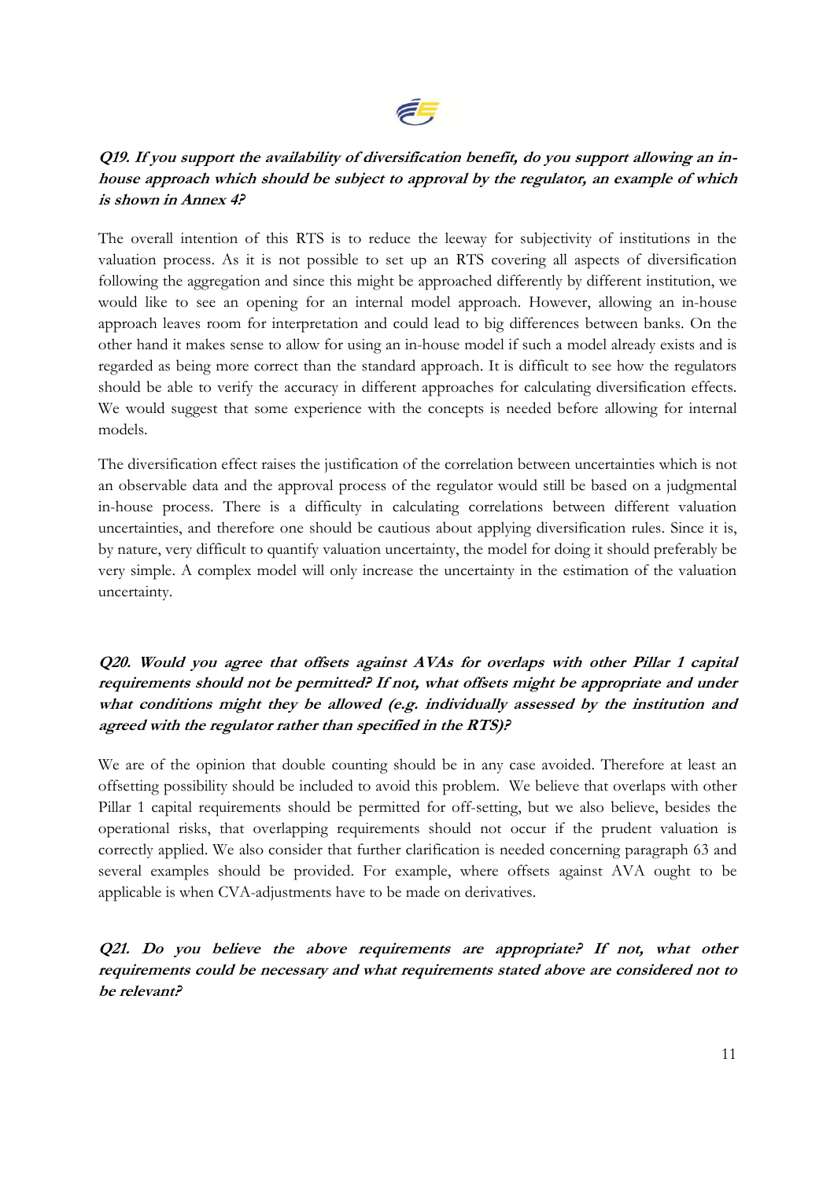***Q19. If you support the availability of diversification benefit, do you support allowing an in-house approach which should be subject to approval by the regulator, an example of which is shown in Annex 4?***

The overall intention of this RTS is to reduce the leeway for subjectivity of institutions in the valuation process. As it is not possible to set up an RTS covering all aspects of diversification following the aggregation and since this might be approached differently by different institution, we would like to see an opening for an internal model approach. However, allowing an in-house approach leaves room for interpretation and could lead to big differences between banks. On the other hand it makes sense to allow for using an in-house model if such a model already exists and is regarded as being more correct than the standard approach. It is difficult to see how the regulators should be able to verify the accuracy in different approaches for calculating diversification effects. We would suggest that some experience with the concepts is needed before allowing for internal models.

The diversification effect raises the justification of the correlation between uncertainties which is not an observable data and the approval process of the regulator would still be based on a judgmental in-house process. There is a difficulty in calculating correlations between different valuation uncertainties, and therefore one should be cautious about applying diversification rules. Since it is, by nature, very difficult to quantify valuation uncertainty, the model for doing it should preferably be very simple. A complex model will only increase the uncertainty in the estimation of the valuation uncertainty.

***Q20. Would you agree that offsets against AVAs for overlaps with other Pillar 1 capital requirements should not be permitted? If not, what offsets might be appropriate and under what conditions might they be allowed (e.g. individually assessed by the institution and agreed with the regulator rather than specified in the RTS)?***

We are of the opinion that double counting should be in any case avoided. Therefore at least an offsetting possibility should be included to avoid this problem. We believe that overlaps with other Pillar 1 capital requirements should be permitted for off-setting, but we also believe, besides the operational risks, that overlapping requirements should not occur if the prudent valuation is correctly applied. We also consider that further clarification is needed concerning paragraph 63 and several examples should be provided. For example, where offsets against AVA ought to be applicable is when CVA-adjustments have to be made on derivatives.

***Q21. Do you believe the above requirements are appropriate? If not, what other requirements could be necessary and what requirements stated above are considered not to be relevant?***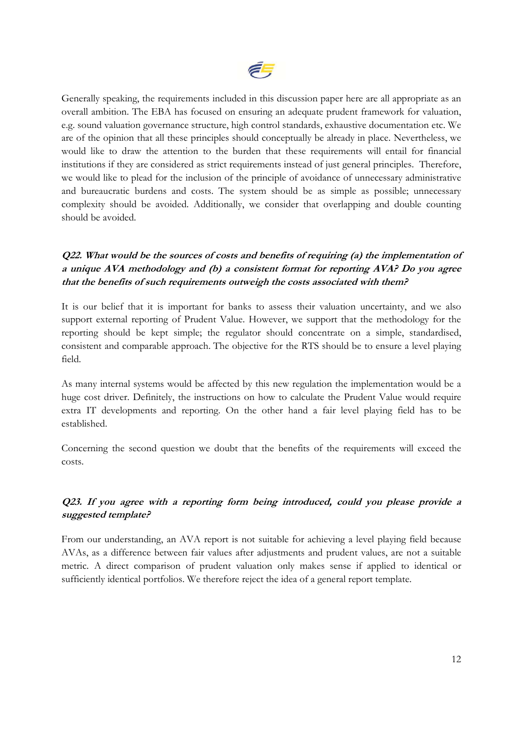Generally speaking, the requirements included in this discussion paper here are all appropriate as an overall ambition. The EBA has focused on ensuring an adequate prudent framework for valuation, e.g. sound valuation governance structure, high control standards, exhaustive documentation etc. We are of the opinion that all these principles should conceptually be already in place. Nevertheless, we would like to draw the attention to the burden that these requirements will entail for financial institutions if they are considered as strict requirements instead of just general principles. Therefore, we would like to plead for the inclusion of the principle of avoidance of unnecessary administrative and bureaucratic burdens and costs. The system should be as simple as possible; unnecessary complexity should be avoided. Additionally, we consider that overlapping and double counting should be avoided.

### ***Q22. What would be the sources of costs and benefits of requiring (a) the implementation of a unique AVA methodology and (b) a consistent format for reporting AVA? Do you agree that the benefits of such requirements outweigh the costs associated with them?***

It is our belief that it is important for banks to assess their valuation uncertainty, and we also support external reporting of Prudent Value. However, we support that the methodology for the reporting should be kept simple; the regulator should concentrate on a simple, standardised, consistent and comparable approach. The objective for the RTS should be to ensure a level playing field.

As many internal systems would be affected by this new regulation the implementation would be a huge cost driver. Definitely, the instructions on how to calculate the Prudent Value would require extra IT developments and reporting. On the other hand a fair level playing field has to be established.

Concerning the second question we doubt that the benefits of the requirements will exceed the costs.

### ***Q23. If you agree with a reporting form being introduced, could you please provide a suggested template?***

From our understanding, an AVA report is not suitable for achieving a level playing field because AVAs, as a difference between fair values after adjustments and prudent values, are not a suitable metric. A direct comparison of prudent valuation only makes sense if applied to identical or sufficiently identical portfolios. We therefore reject the idea of a general report template.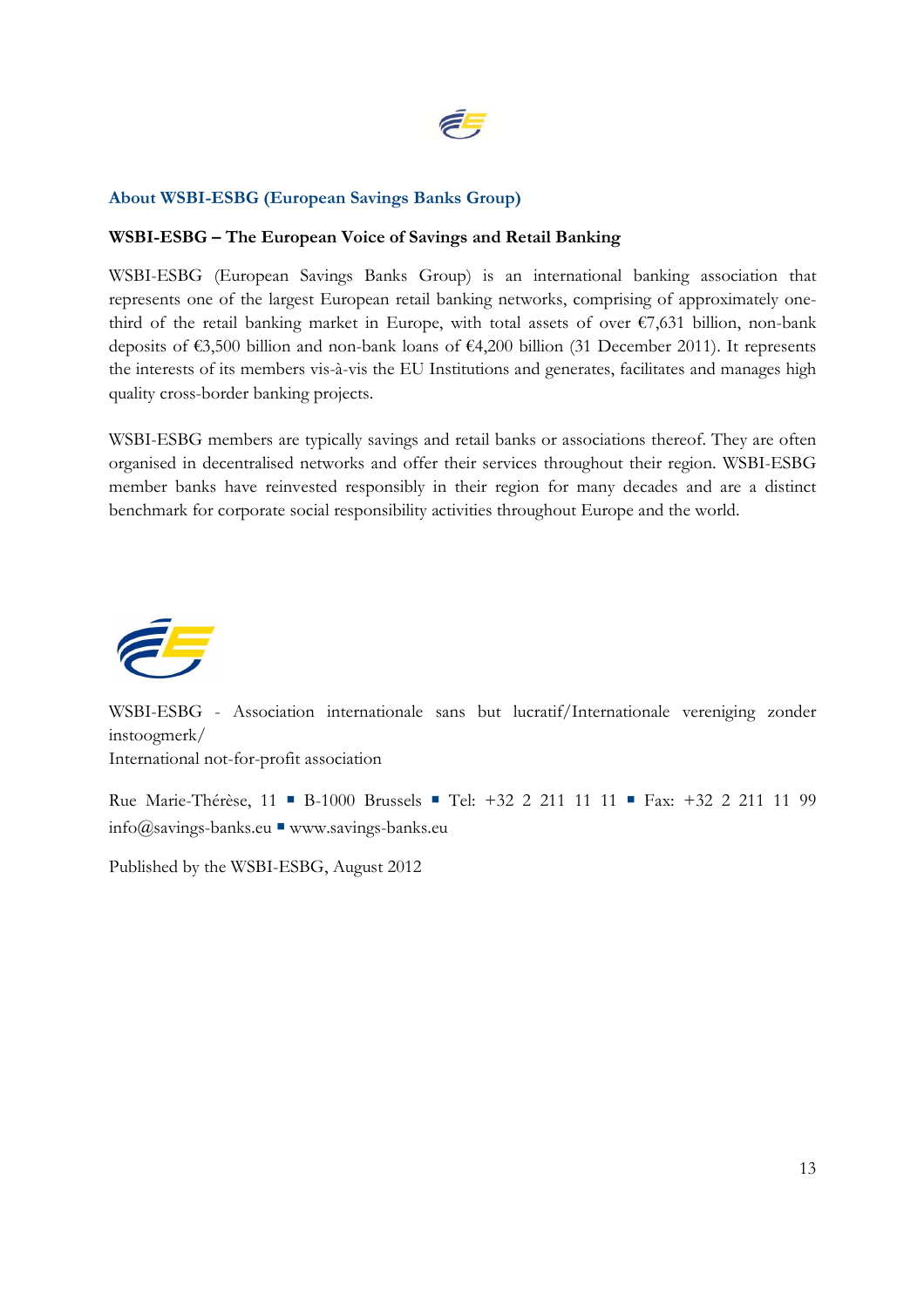## About WSBI-ESBG (European Savings Banks Group)

**WSBI-ESBG – The European Voice of Savings and Retail Banking**

WSBI-ESBG (European Savings Banks Group) is an international banking association that represents one of the largest European retail banking networks, comprising of approximately one-third of the retail banking market in Europe, with total assets of over €7,631 billion, non-bank deposits of €3,500 billion and non-bank loans of €4,200 billion (31 December 2011). It represents the interests of its members vis-à-vis the EU Institutions and generates, facilitates and manages high quality cross-border banking projects.

WSBI-ESBG members are typically savings and retail banks or associations thereof. They are often organised in decentralised networks and offer their services throughout their region. WSBI-ESBG member banks have reinvested responsibly in their region for many decades and are a distinct benchmark for corporate social responsibility activities throughout Europe and the world.

WSBI-ESBG - Association internationale sans but lucratif/Internationale vereniging zonder instoogmerk/
International not-for-profit association

Rue Marie-Thérèse, 11 ▪ B-1000 Brussels ▪ Tel: +32 2 211 11 11 ▪ Fax: +32 2 211 11 99
info@savings-banks.eu ▪ www.savings-banks.eu

Published by the WSBI-ESBG, August 2012